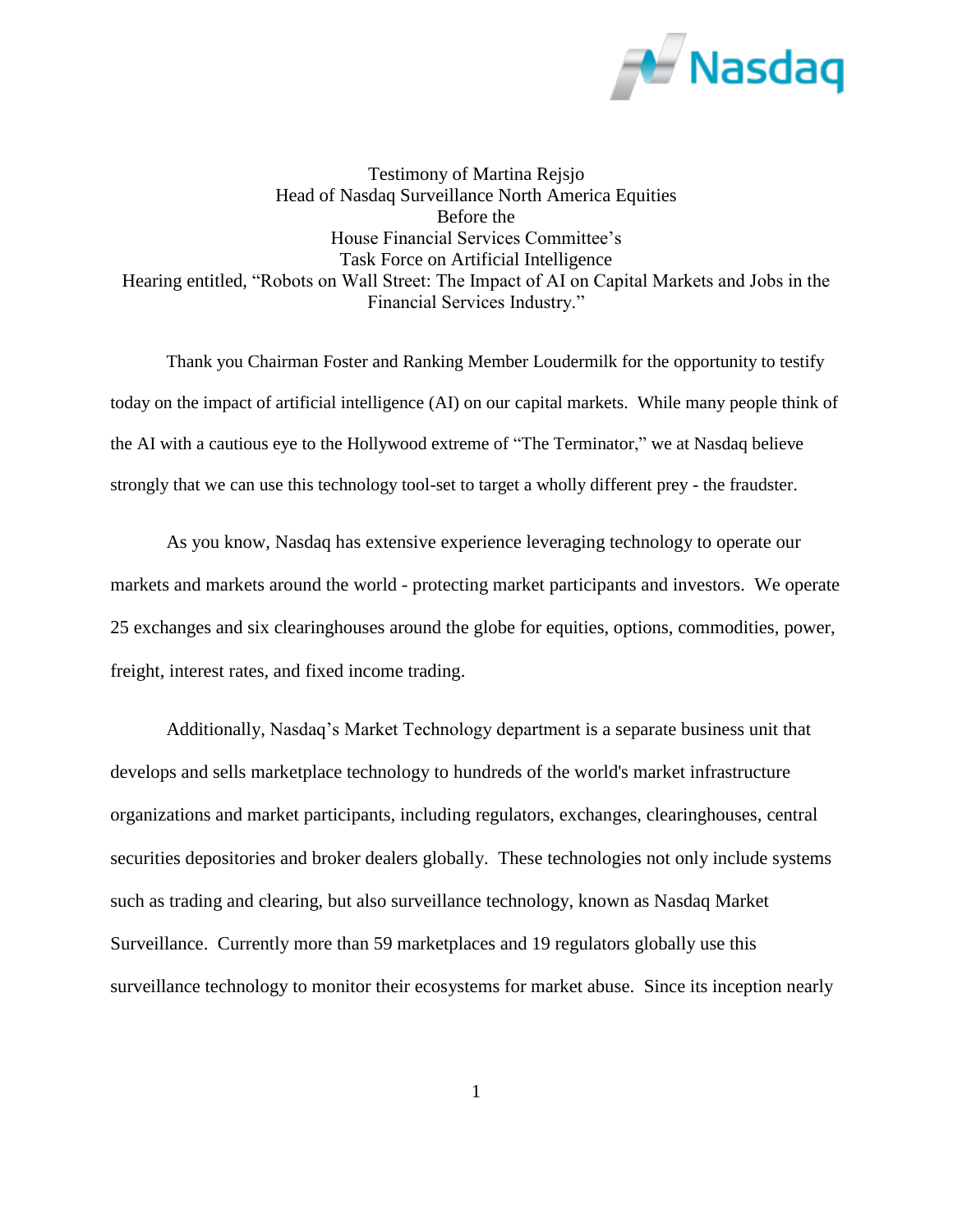Testimony of Martina Rejsjo
Head of Nasdaq Surveillance North America Equities
Before the
House Financial Services Committee's
Task Force on Artificial Intelligence
Hearing entitled, "Robots on Wall Street: The Impact of AI on Capital Markets and Jobs in the Financial Services Industry."

Thank you Chairman Foster and Ranking Member Loudermilk for the opportunity to testify today on the impact of artificial intelligence (AI) on our capital markets. While many people think of the AI with a cautious eye to the Hollywood extreme of "The Terminator," we at Nasdaq believe strongly that we can use this technology tool-set to target a wholly different prey - the fraudster.

As you know, Nasdaq has extensive experience leveraging technology to operate our markets and markets around the world - protecting market participants and investors. We operate 25 exchanges and six clearinghouses around the globe for equities, options, commodities, power, freight, interest rates, and fixed income trading.

Additionally, Nasdaq's Market Technology department is a separate business unit that develops and sells marketplace technology to hundreds of the world's market infrastructure organizations and market participants, including regulators, exchanges, clearinghouses, central securities depositories and broker dealers globally. These technologies not only include systems such as trading and clearing, but also surveillance technology, known as Nasdaq Market Surveillance. Currently more than 59 marketplaces and 19 regulators globally use this surveillance technology to monitor their ecosystems for market abuse. Since its inception nearly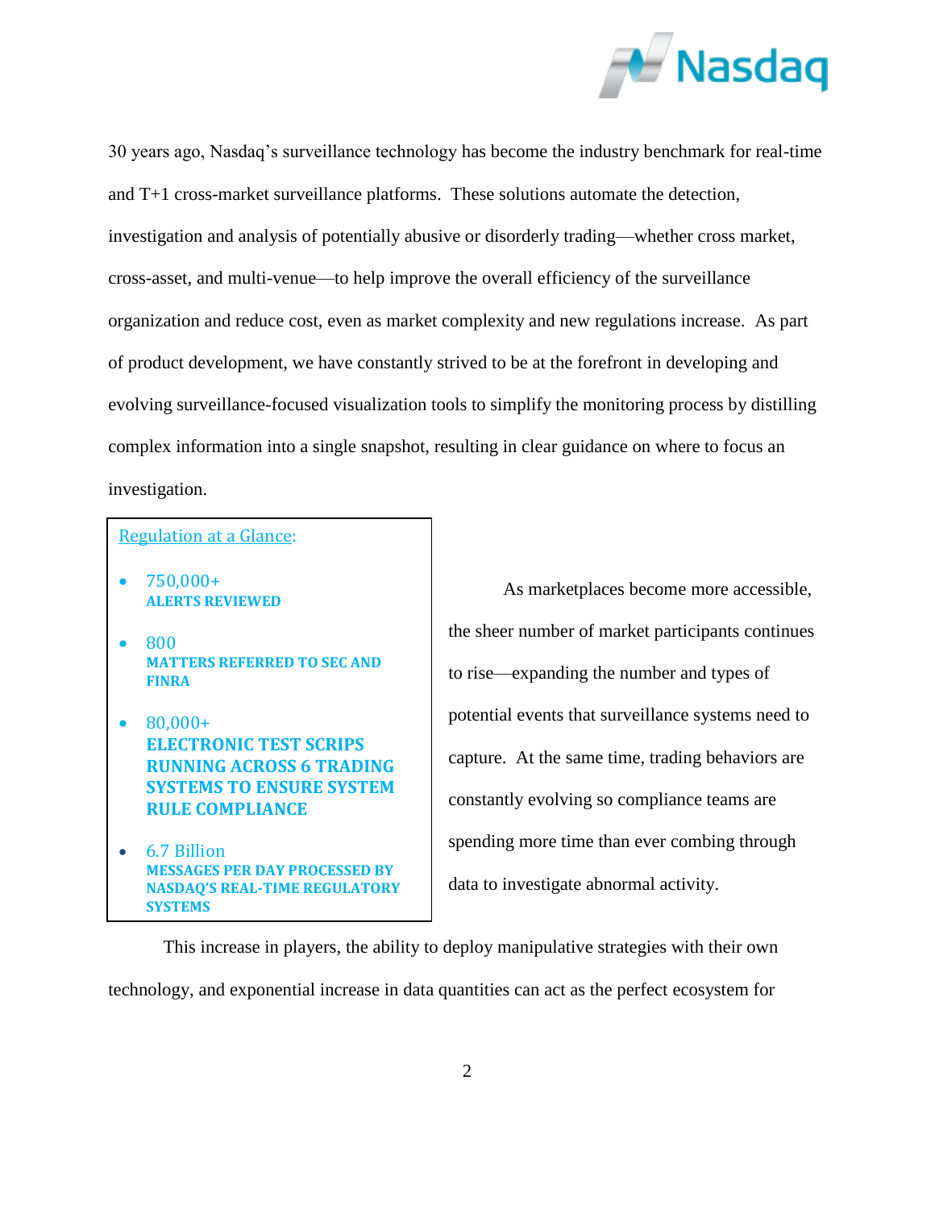30 years ago, Nasdaq's surveillance technology has become the industry benchmark for real-time and T+1 cross-market surveillance platforms. These solutions automate the detection, investigation and analysis of potentially abusive or disorderly trading—whether cross market, cross-asset, and multi-venue—to help improve the overall efficiency of the surveillance organization and reduce cost, even as market complexity and new regulations increase. As part of product development, we have constantly strived to be at the forefront in developing and evolving surveillance-focused visualization tools to simplify the monitoring process by distilling complex information into a single snapshot, resulting in clear guidance on where to focus an investigation.

> Regulation at a Glance:
>
> - 750,000+
>   **ALERTS REVIEWED**
> - 800
>   **MATTERS REFERRED TO SEC AND FINRA**
> - 80,000+
>   **ELECTRONIC TEST SCRIPS RUNNING ACROSS 6 TRADING SYSTEMS TO ENSURE SYSTEM RULE COMPLIANCE**
> - 6.7 Billion
>   **MESSAGES PER DAY PROCESSED BY NASDAQ'S REAL-TIME REGULATORY SYSTEMS**

As marketplaces become more accessible, the sheer number of market participants continues to rise—expanding the number and types of potential events that surveillance systems need to capture. At the same time, trading behaviors are constantly evolving so compliance teams are spending more time than ever combing through data to investigate abnormal activity.

This increase in players, the ability to deploy manipulative strategies with their own technology, and exponential increase in data quantities can act as the perfect ecosystem for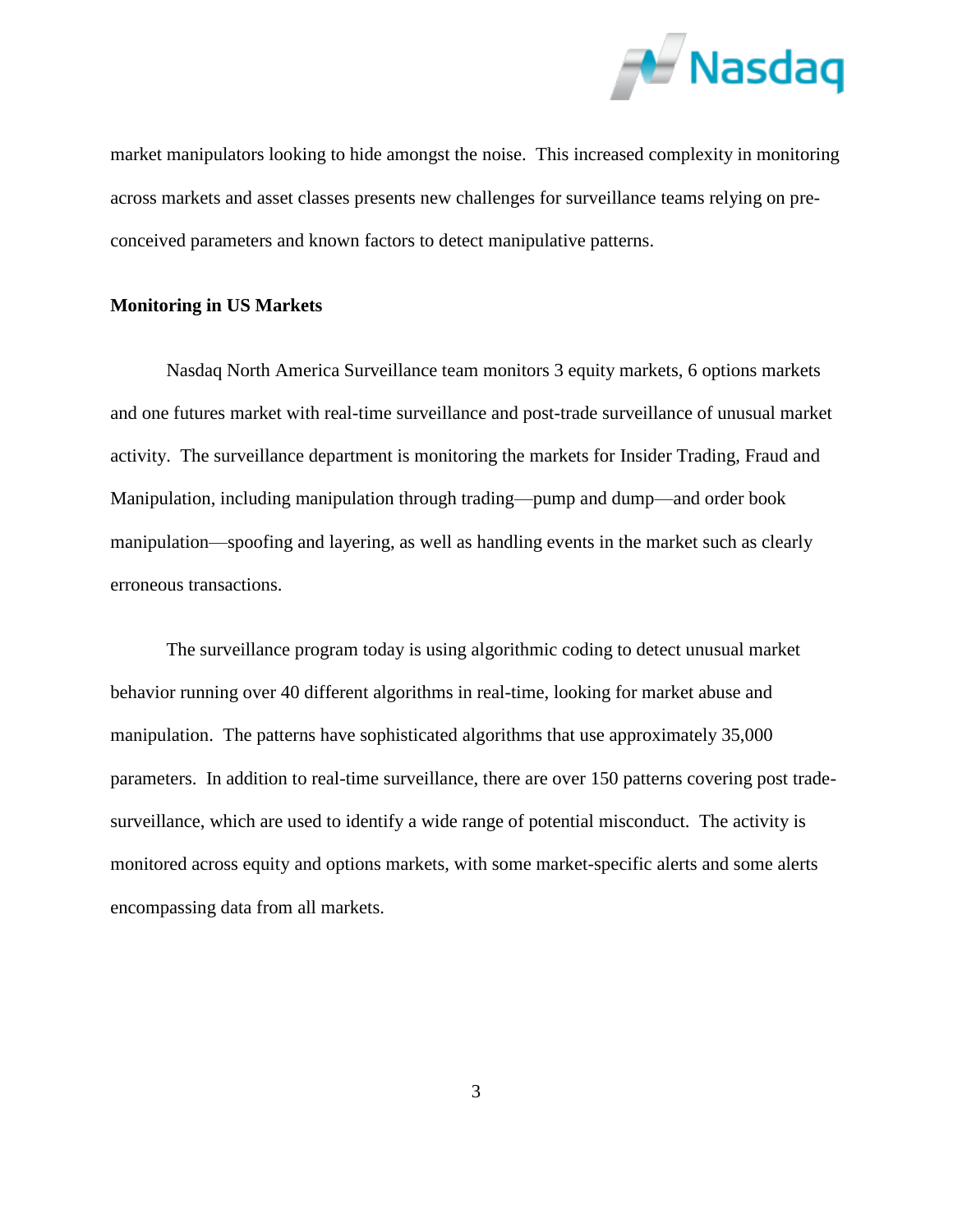market manipulators looking to hide amongst the noise. This increased complexity in monitoring across markets and asset classes presents new challenges for surveillance teams relying on pre-conceived parameters and known factors to detect manipulative patterns.

**Monitoring in US Markets**

Nasdaq North America Surveillance team monitors 3 equity markets, 6 options markets and one futures market with real-time surveillance and post-trade surveillance of unusual market activity. The surveillance department is monitoring the markets for Insider Trading, Fraud and Manipulation, including manipulation through trading—pump and dump—and order book manipulation—spoofing and layering, as well as handling events in the market such as clearly erroneous transactions.

The surveillance program today is using algorithmic coding to detect unusual market behavior running over 40 different algorithms in real-time, looking for market abuse and manipulation. The patterns have sophisticated algorithms that use approximately 35,000 parameters. In addition to real-time surveillance, there are over 150 patterns covering post trade-surveillance, which are used to identify a wide range of potential misconduct. The activity is monitored across equity and options markets, with some market-specific alerts and some alerts encompassing data from all markets.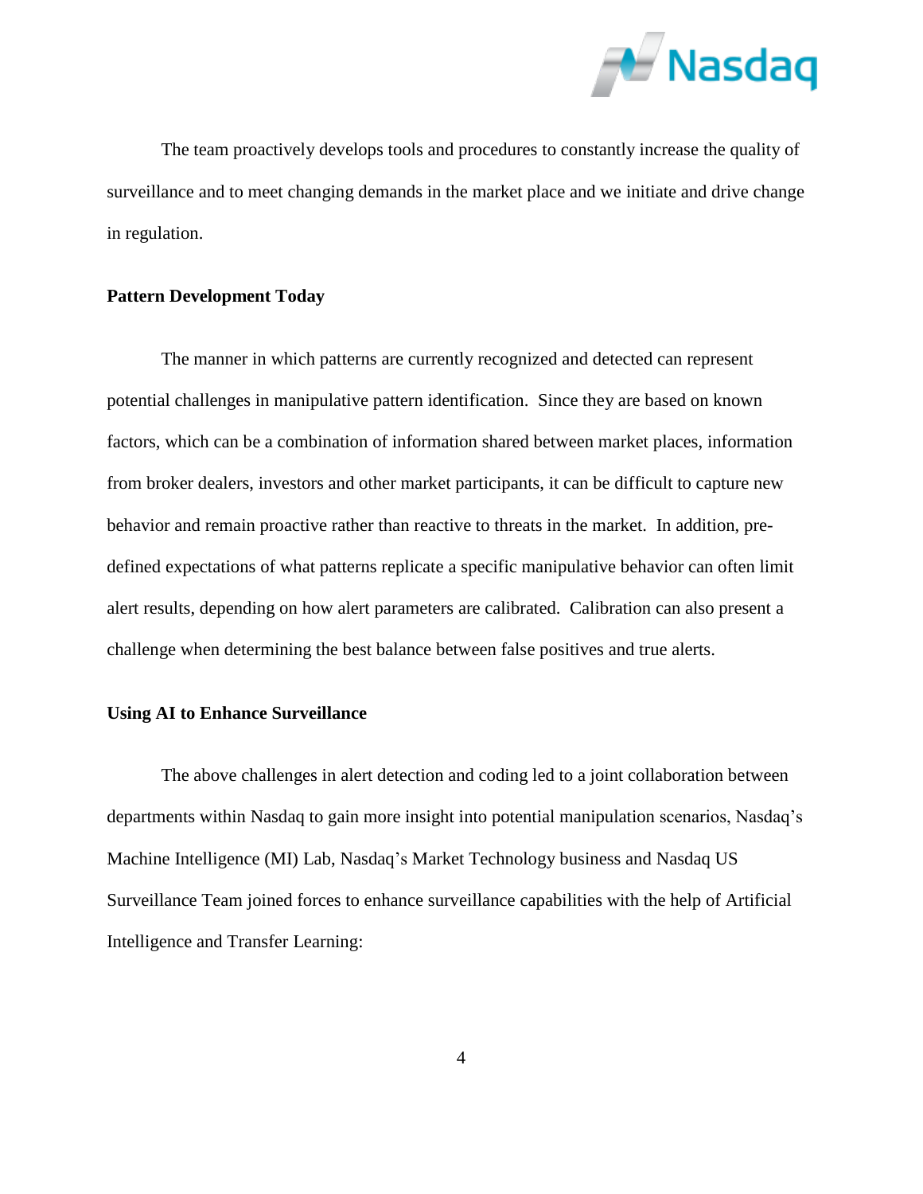The team proactively develops tools and procedures to constantly increase the quality of surveillance and to meet changing demands in the market place and we initiate and drive change in regulation.

**Pattern Development Today**

The manner in which patterns are currently recognized and detected can represent potential challenges in manipulative pattern identification. Since they are based on known factors, which can be a combination of information shared between market places, information from broker dealers, investors and other market participants, it can be difficult to capture new behavior and remain proactive rather than reactive to threats in the market. In addition, pre-defined expectations of what patterns replicate a specific manipulative behavior can often limit alert results, depending on how alert parameters are calibrated. Calibration can also present a challenge when determining the best balance between false positives and true alerts.

**Using AI to Enhance Surveillance**

The above challenges in alert detection and coding led to a joint collaboration between departments within Nasdaq to gain more insight into potential manipulation scenarios, Nasdaq's Machine Intelligence (MI) Lab, Nasdaq's Market Technology business and Nasdaq US Surveillance Team joined forces to enhance surveillance capabilities with the help of Artificial Intelligence and Transfer Learning: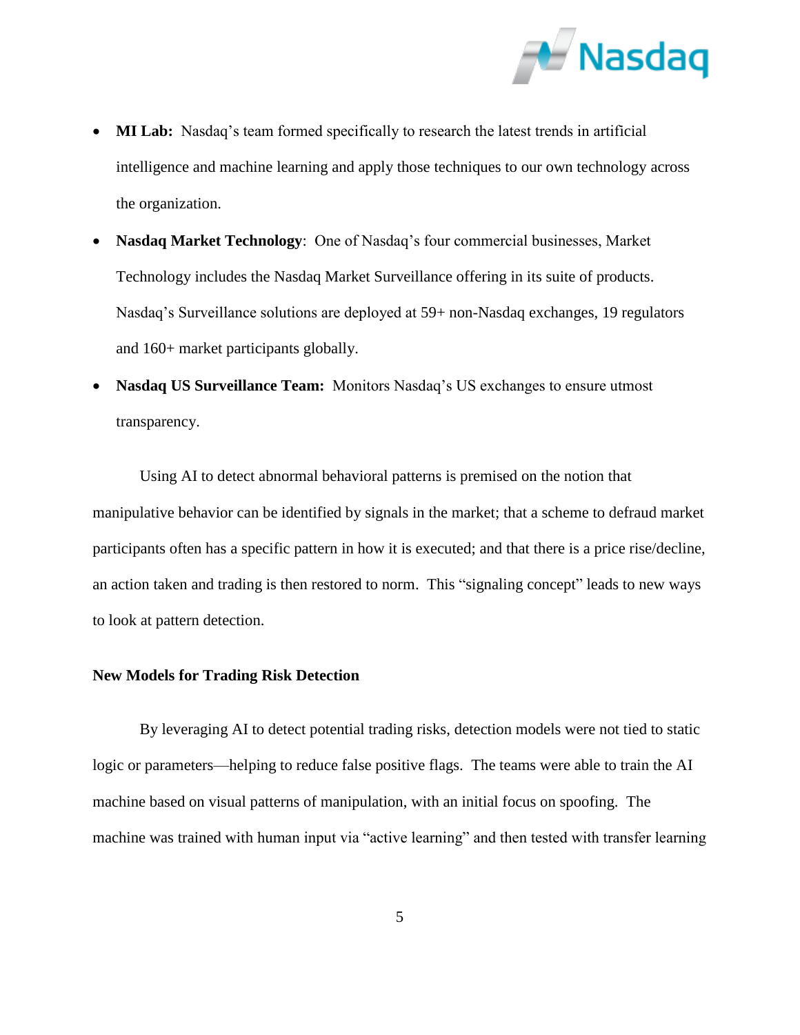- **MI Lab:** Nasdaq's team formed specifically to research the latest trends in artificial intelligence and machine learning and apply those techniques to our own technology across the organization.
- **Nasdaq Market Technology**: One of Nasdaq's four commercial businesses, Market Technology includes the Nasdaq Market Surveillance offering in its suite of products. Nasdaq's Surveillance solutions are deployed at 59+ non-Nasdaq exchanges, 19 regulators and 160+ market participants globally.
- **Nasdaq US Surveillance Team:** Monitors Nasdaq's US exchanges to ensure utmost transparency.

Using AI to detect abnormal behavioral patterns is premised on the notion that manipulative behavior can be identified by signals in the market; that a scheme to defraud market participants often has a specific pattern in how it is executed; and that there is a price rise/decline, an action taken and trading is then restored to norm. This "signaling concept" leads to new ways to look at pattern detection.

**New Models for Trading Risk Detection**

By leveraging AI to detect potential trading risks, detection models were not tied to static logic or parameters—helping to reduce false positive flags. The teams were able to train the AI machine based on visual patterns of manipulation, with an initial focus on spoofing. The machine was trained with human input via "active learning" and then tested with transfer learning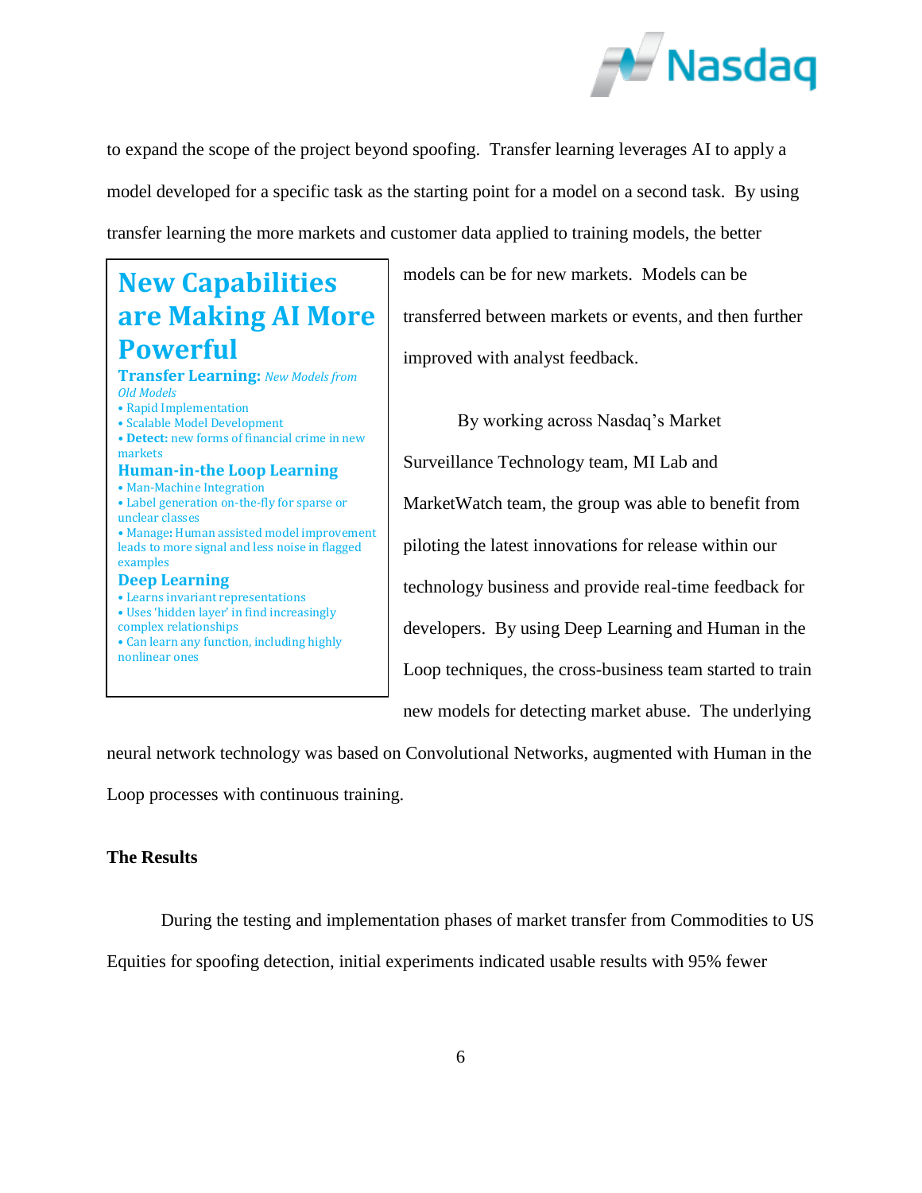to expand the scope of the project beyond spoofing. Transfer learning leverages AI to apply a model developed for a specific task as the starting point for a model on a second task. By using transfer learning the more markets and customer data applied to training models, the better models can be for new markets. Models can be transferred between markets or events, and then further improved with analyst feedback.

> ## New Capabilities are Making AI More Powerful
>
> **Transfer Learning:** *New Models from Old Models*
> - Rapid Implementation
> - Scalable Model Development
> - **Detect:** new forms of financial crime in new markets
>
> **Human-in-the Loop Learning**
> - Man-Machine Integration
> - Label generation on-the-fly for sparse or unclear classes
> - Manage: Human assisted model improvement leads to more signal and less noise in flagged examples
>
> **Deep Learning**
> - Learns invariant representations
> - Uses 'hidden layer' in find increasingly complex relationships
> - Can learn any function, including highly nonlinear ones

By working across Nasdaq's Market Surveillance Technology team, MI Lab and MarketWatch team, the group was able to benefit from piloting the latest innovations for release within our technology business and provide real-time feedback for developers. By using Deep Learning and Human in the Loop techniques, the cross-business team started to train new models for detecting market abuse. The underlying neural network technology was based on Convolutional Networks, augmented with Human in the Loop processes with continuous training.

**The Results**

During the testing and implementation phases of market transfer from Commodities to US Equities for spoofing detection, initial experiments indicated usable results with 95% fewer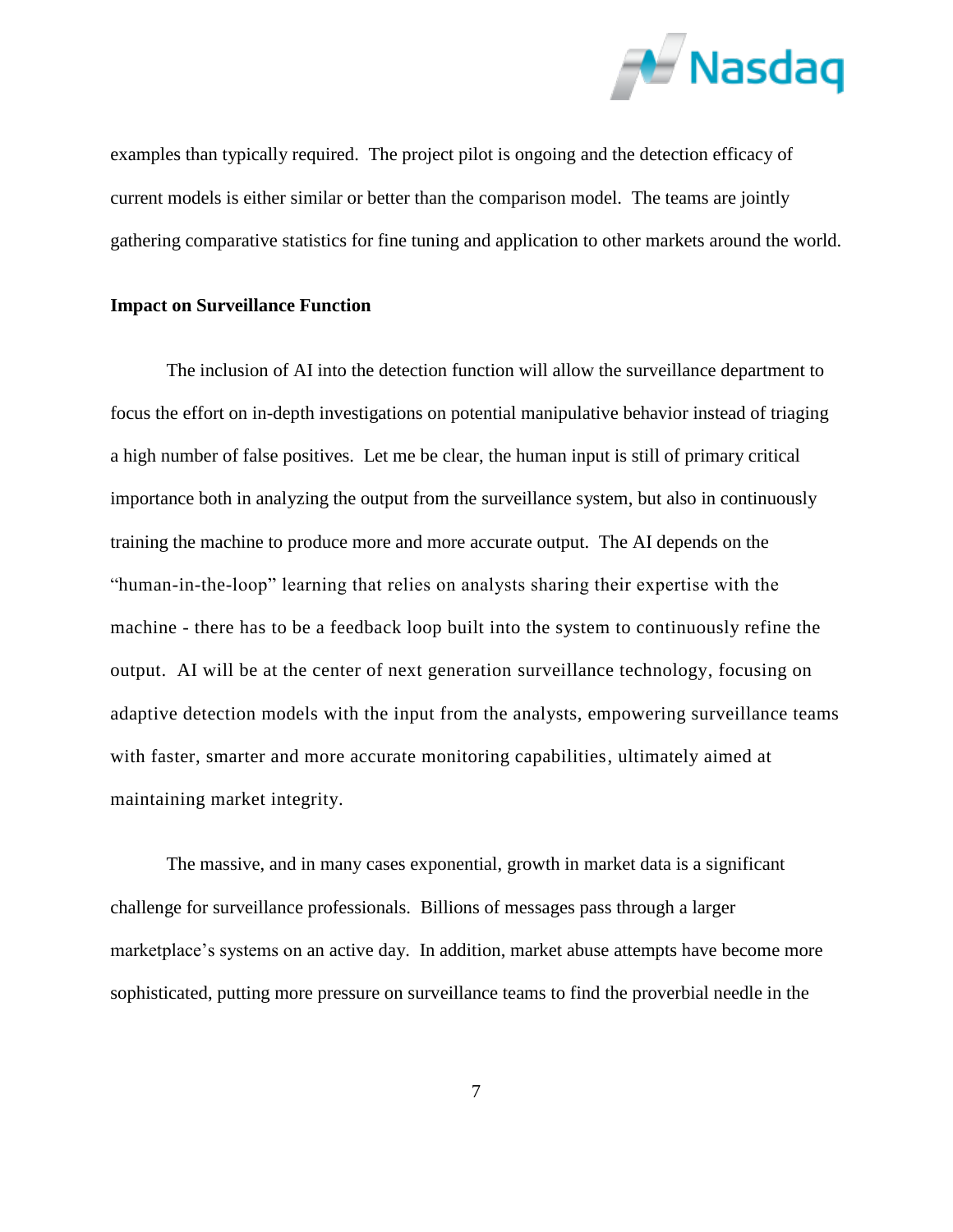examples than typically required. The project pilot is ongoing and the detection efficacy of current models is either similar or better than the comparison model. The teams are jointly gathering comparative statistics for fine tuning and application to other markets around the world.

**Impact on Surveillance Function**

The inclusion of AI into the detection function will allow the surveillance department to focus the effort on in-depth investigations on potential manipulative behavior instead of triaging a high number of false positives. Let me be clear, the human input is still of primary critical importance both in analyzing the output from the surveillance system, but also in continuously training the machine to produce more and more accurate output. The AI depends on the "human-in-the-loop" learning that relies on analysts sharing their expertise with the machine - there has to be a feedback loop built into the system to continuously refine the output. AI will be at the center of next generation surveillance technology, focusing on adaptive detection models with the input from the analysts, empowering surveillance teams with faster, smarter and more accurate monitoring capabilities, ultimately aimed at maintaining market integrity.

The massive, and in many cases exponential, growth in market data is a significant challenge for surveillance professionals. Billions of messages pass through a larger marketplace's systems on an active day. In addition, market abuse attempts have become more sophisticated, putting more pressure on surveillance teams to find the proverbial needle in the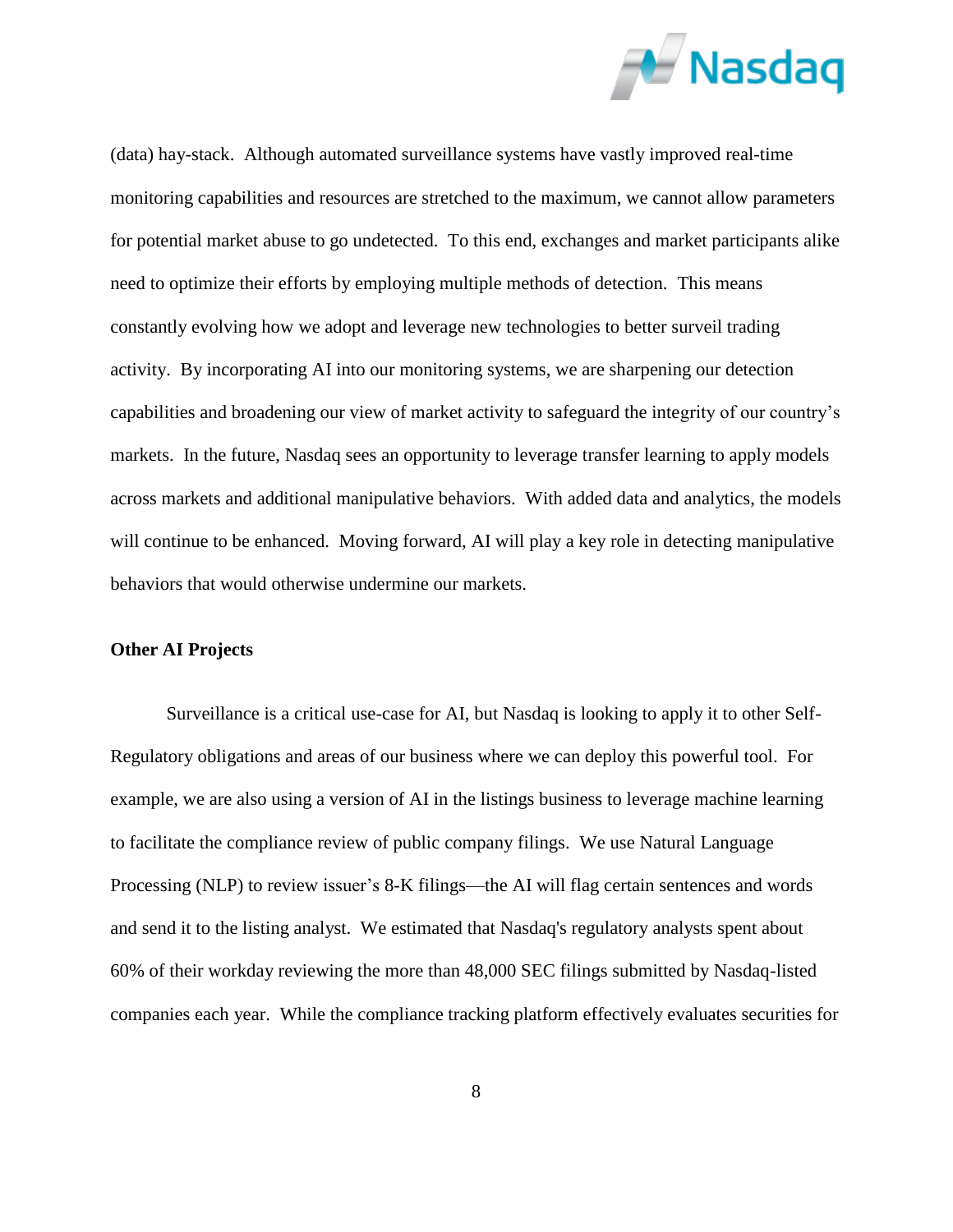(data) hay-stack. Although automated surveillance systems have vastly improved real-time monitoring capabilities and resources are stretched to the maximum, we cannot allow parameters for potential market abuse to go undetected. To this end, exchanges and market participants alike need to optimize their efforts by employing multiple methods of detection. This means constantly evolving how we adopt and leverage new technologies to better surveil trading activity. By incorporating AI into our monitoring systems, we are sharpening our detection capabilities and broadening our view of market activity to safeguard the integrity of our country's markets. In the future, Nasdaq sees an opportunity to leverage transfer learning to apply models across markets and additional manipulative behaviors. With added data and analytics, the models will continue to be enhanced. Moving forward, AI will play a key role in detecting manipulative behaviors that would otherwise undermine our markets.

**Other AI Projects**

Surveillance is a critical use-case for AI, but Nasdaq is looking to apply it to other Self-Regulatory obligations and areas of our business where we can deploy this powerful tool. For example, we are also using a version of AI in the listings business to leverage machine learning to facilitate the compliance review of public company filings. We use Natural Language Processing (NLP) to review issuer's 8-K filings—the AI will flag certain sentences and words and send it to the listing analyst. We estimated that Nasdaq's regulatory analysts spent about 60% of their workday reviewing the more than 48,000 SEC filings submitted by Nasdaq-listed companies each year. While the compliance tracking platform effectively evaluates securities for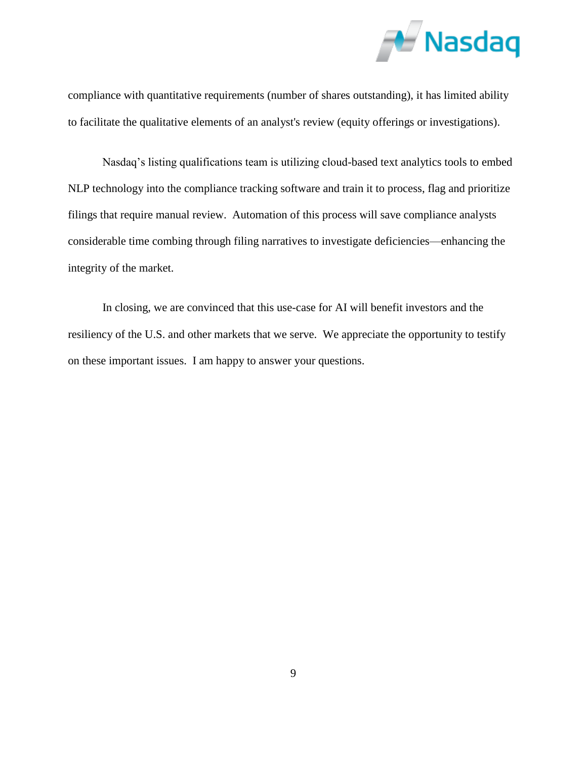compliance with quantitative requirements (number of shares outstanding), it has limited ability to facilitate the qualitative elements of an analyst's review (equity offerings or investigations).

Nasdaq's listing qualifications team is utilizing cloud-based text analytics tools to embed NLP technology into the compliance tracking software and train it to process, flag and prioritize filings that require manual review. Automation of this process will save compliance analysts considerable time combing through filing narratives to investigate deficiencies—enhancing the integrity of the market.

In closing, we are convinced that this use-case for AI will benefit investors and the resiliency of the U.S. and other markets that we serve. We appreciate the opportunity to testify on these important issues. I am happy to answer your questions.